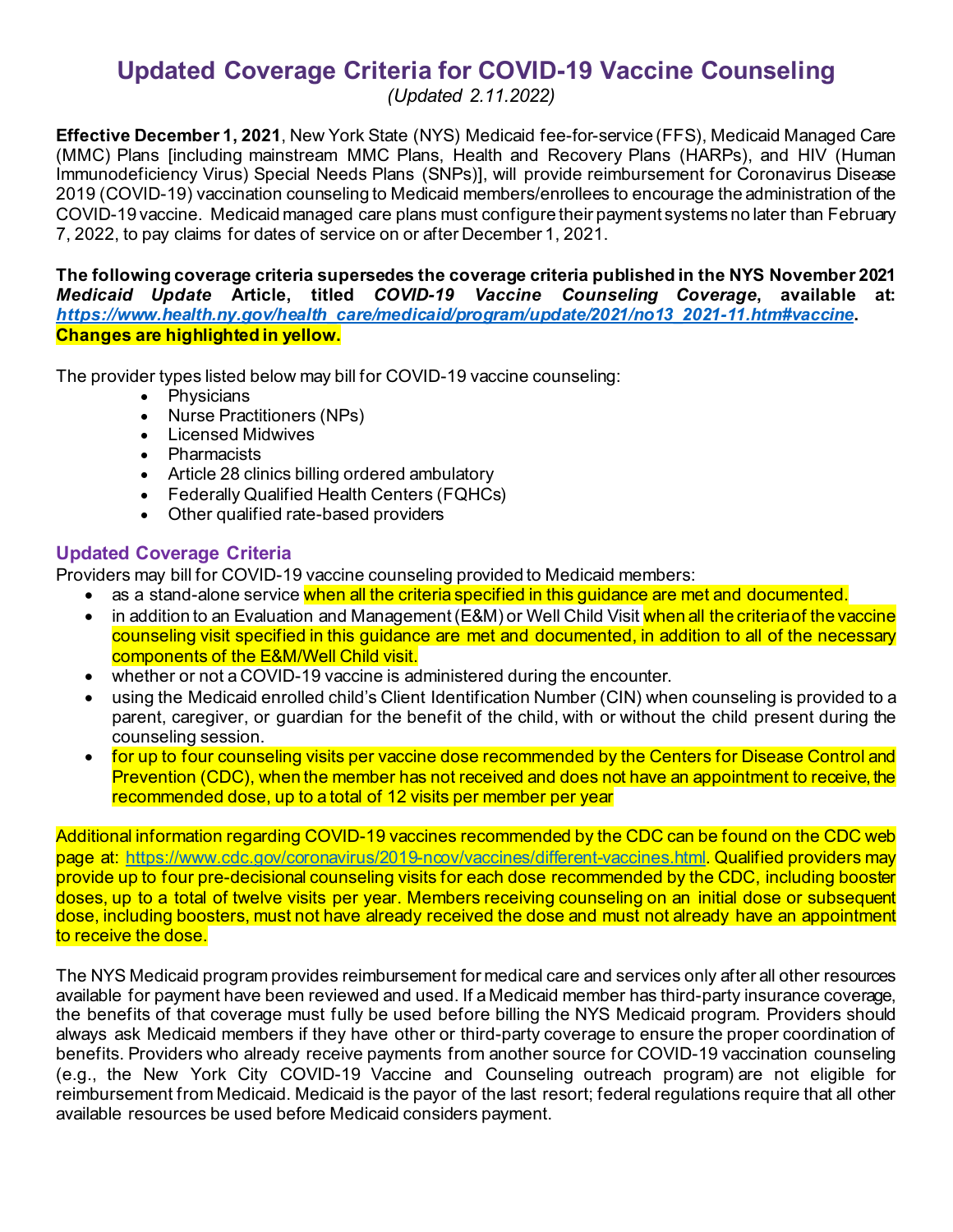# Updated Coverage Criteria for COVID-19 Vaccine Counseling

*(Updated 2.11.2022)*

**Effective December 1, 2021**, New York State (NYS) Medicaid fee-for-service (FFS), Medicaid Managed Care (MMC) Plans [including mainstream MMC Plans, Health and Recovery Plans (HARPs), and HIV (Human Immunodeficiency Virus) Special Needs Plans (SNPs)], will provide reimbursement for Coronavirus Disease 2019 (COVID-19) vaccination counseling to Medicaid members/enrollees to encourage the administration of the COVID-19 vaccine. Medicaid managed care plans must configure their payment systems no later than February 7, 2022, to pay claims for dates of service on or after December 1, 2021.

**The following coverage criteria supersedes the coverage criteria published in the NYS November 2021 *Medicaid Update* Article, titled *COVID-19 Vaccine Counseling Coverage*, available at: *https://www.health.ny.gov/health_care/medicaid/program/update/2021/no13_2021-11.htm#vaccine*. Changes are highlighted in yellow.**

The provider types listed below may bill for COVID-19 vaccine counseling:

- Physicians
- Nurse Practitioners (NPs)
- Licensed Midwives
- Pharmacists
- Article 28 clinics billing ordered ambulatory
- Federally Qualified Health Centers (FQHCs)
- Other qualified rate-based providers

## Updated Coverage Criteria

Providers may bill for COVID-19 vaccine counseling provided to Medicaid members:

- as a stand-alone service when all the criteria specified in this guidance are met and documented.
- in addition to an Evaluation and Management (E&M) or Well Child Visit when all the criteria of the vaccine counseling visit specified in this guidance are met and documented, in addition to all of the necessary components of the E&M/Well Child visit.
- whether or not a COVID-19 vaccine is administered during the encounter.
- using the Medicaid enrolled child's Client Identification Number (CIN) when counseling is provided to a parent, caregiver, or guardian for the benefit of the child, with or without the child present during the counseling session.
- for up to four counseling visits per vaccine dose recommended by the Centers for Disease Control and Prevention (CDC), when the member has not received and does not have an appointment to receive, the recommended dose, up to a total of 12 visits per member per year

Additional information regarding COVID-19 vaccines recommended by the CDC can be found on the CDC web page at: https://www.cdc.gov/coronavirus/2019-ncov/vaccines/different-vaccines.html. Qualified providers may provide up to four pre-decisional counseling visits for each dose recommended by the CDC, including booster doses, up to a total of twelve visits per year. Members receiving counseling on an initial dose or subsequent dose, including boosters, must not have already received the dose and must not already have an appointment to receive the dose.

The NYS Medicaid program provides reimbursement for medical care and services only after all other resources available for payment have been reviewed and used. If a Medicaid member has third-party insurance coverage, the benefits of that coverage must fully be used before billing the NYS Medicaid program. Providers should always ask Medicaid members if they have other or third-party coverage to ensure the proper coordination of benefits. Providers who already receive payments from another source for COVID-19 vaccination counseling (e.g., the New York City COVID-19 Vaccine and Counseling outreach program) are not eligible for reimbursement from Medicaid. Medicaid is the payor of the last resort; federal regulations require that all other available resources be used before Medicaid considers payment.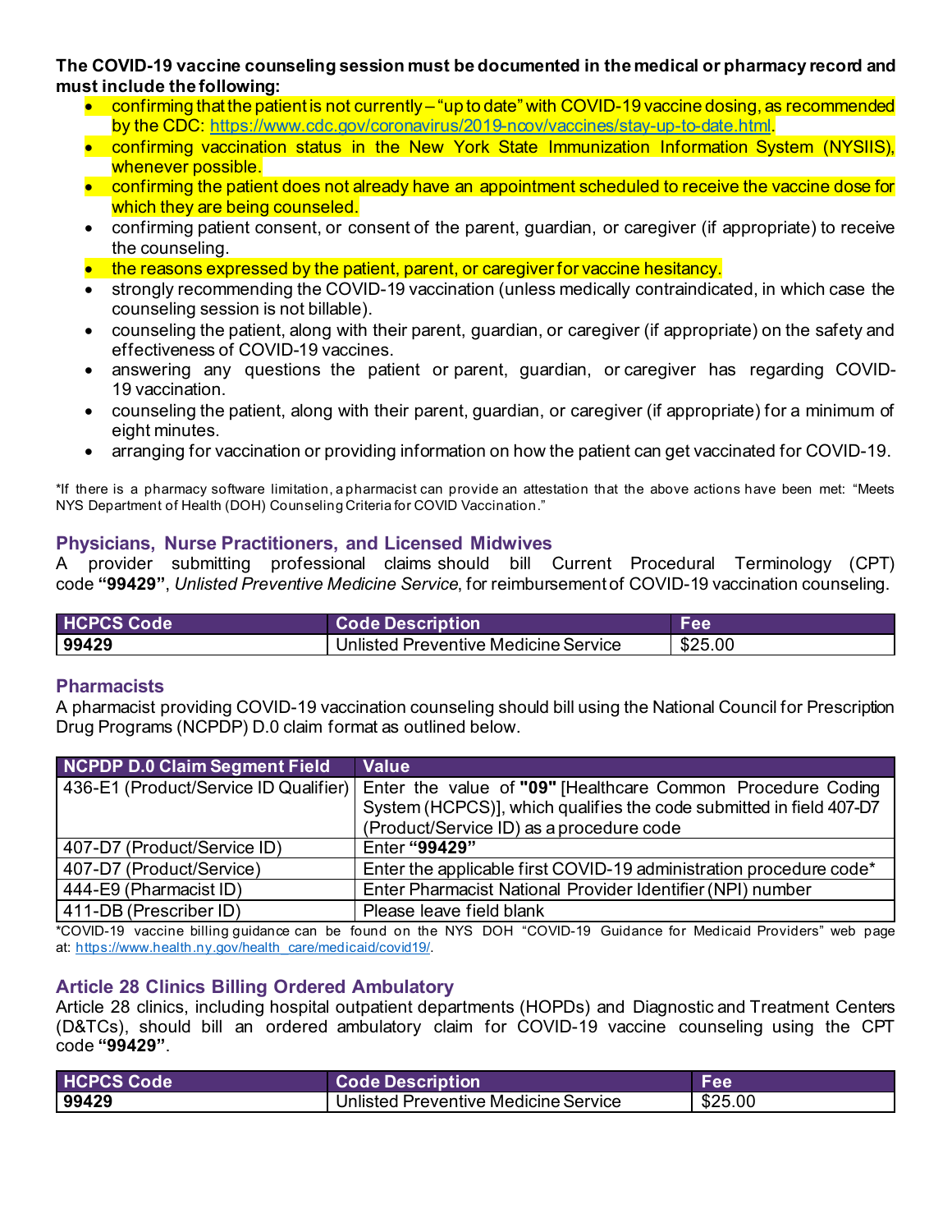**The COVID-19 vaccine counseling session must be documented in the medical or pharmacy record and must include the following:**

- confirming that the patient is not currently – "up to date" with COVID-19 vaccine dosing, as recommended by the CDC: https://www.cdc.gov/coronavirus/2019-ncov/vaccines/stay-up-to-date.html.
- confirming vaccination status in the New York State Immunization Information System (NYSIIS), whenever possible.
- confirming the patient does not already have an appointment scheduled to receive the vaccine dose for which they are being counseled.
- confirming patient consent, or consent of the parent, guardian, or caregiver (if appropriate) to receive the counseling.
- the reasons expressed by the patient, parent, or caregiver for vaccine hesitancy.
- strongly recommending the COVID-19 vaccination (unless medically contraindicated, in which case the counseling session is not billable).
- counseling the patient, along with their parent, guardian, or caregiver (if appropriate) on the safety and effectiveness of COVID-19 vaccines.
- answering any questions the patient or parent, guardian, or caregiver has regarding COVID-19 vaccination.
- counseling the patient, along with their parent, guardian, or caregiver (if appropriate) for a minimum of eight minutes.
- arranging for vaccination or providing information on how the patient can get vaccinated for COVID-19.

*If there is a pharmacy software limitation, a pharmacist can provide an attestation that the above actions have been met: "Meets NYS Department of Health (DOH) Counseling Criteria for COVID Vaccination."

### Physicians, Nurse Practitioners, and Licensed Midwives

A provider submitting professional claims should bill Current Procedural Terminology (CPT) code **"99429"**, *Unlisted Preventive Medicine Service*, for reimbursement of COVID-19 vaccination counseling.

| HCPCS Code | Code Description | Fee |
|---|---|---|
| **99429** | Unlisted Preventive Medicine Service | $25.00 |

### Pharmacists

A pharmacist providing COVID-19 vaccination counseling should bill using the National Council for Prescription Drug Programs (NCPDP) D.0 claim format as outlined below.

| NCPDP D.0 Claim Segment Field | Value |
|---|---|
| 436-E1 (Product/Service ID Qualifier) | Enter the value of **"09"** [Healthcare Common Procedure Coding System (HCPCS)], which qualifies the code submitted in field 407-D7 (Product/Service ID) as a procedure code |
| 407-D7 (Product/Service ID) | Enter **"99429"** |
| 407-D7 (Product/Service) | Enter the applicable first COVID-19 administration procedure code* |
| 444-E9 (Pharmacist ID) | Enter Pharmacist National Provider Identifier (NPI) number |
| 411-DB (Prescriber ID) | Please leave field blank |

*COVID-19 vaccine billing guidance can be found on the NYS DOH "COVID-19 Guidance for Medicaid Providers" web page at: https://www.health.ny.gov/health_care/medicaid/covid19/.

### Article 28 Clinics Billing Ordered Ambulatory

Article 28 clinics, including hospital outpatient departments (HOPDs) and Diagnostic and Treatment Centers (D&TCs), should bill an ordered ambulatory claim for COVID-19 vaccine counseling using the CPT code **"99429"**.

| HCPCS Code | Code Description | Fee |
|---|---|---|
| **99429** | Unlisted Preventive Medicine Service | $25.00 |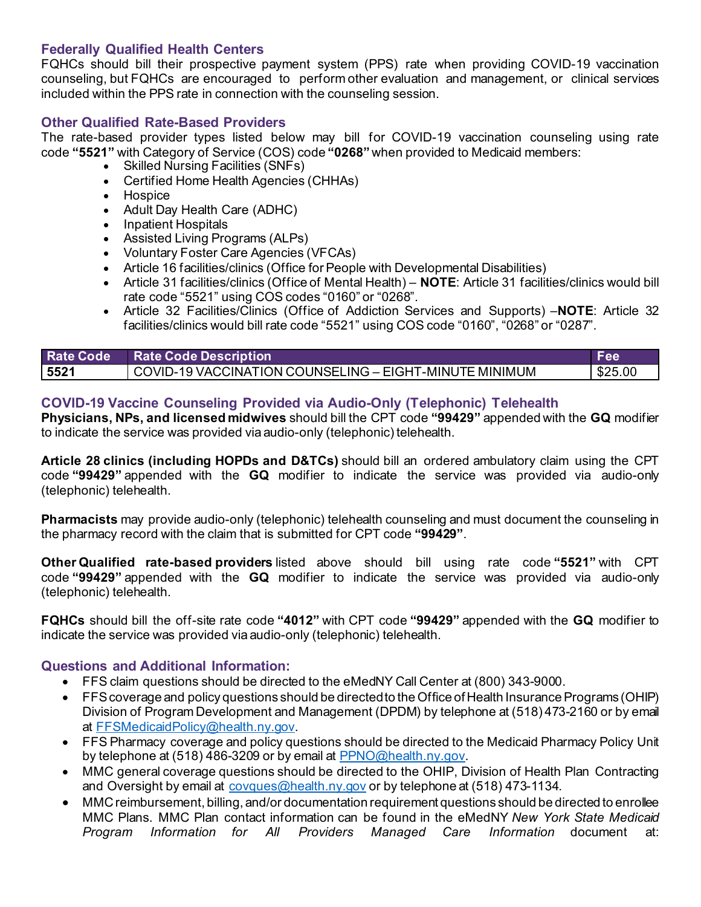### Federally Qualified Health Centers

FQHCs should bill their prospective payment system (PPS) rate when providing COVID-19 vaccination counseling, but FQHCs are encouraged to perform other evaluation and management, or clinical services included within the PPS rate in connection with the counseling session.

### Other Qualified Rate-Based Providers

The rate-based provider types listed below may bill for COVID-19 vaccination counseling using rate code **"5521"** with Category of Service (COS) code **"0268"** when provided to Medicaid members:

- Skilled Nursing Facilities (SNFs)
- Certified Home Health Agencies (CHHAs)
- Hospice
- Adult Day Health Care (ADHC)
- Inpatient Hospitals
- Assisted Living Programs (ALPs)
- Voluntary Foster Care Agencies (VFCAs)
- Article 16 facilities/clinics (Office for People with Developmental Disabilities)
- Article 31 facilities/clinics (Office of Mental Health) – **NOTE**: Article 31 facilities/clinics would bill rate code "5521" using COS codes "0160" or "0268".
- Article 32 Facilities/Clinics (Office of Addiction Services and Supports) –**NOTE**: Article 32 facilities/clinics would bill rate code "5521" using COS code "0160", "0268" or "0287".

| Rate Code | Rate Code Description | Fee |
|---|---|---|
| **5521** | COVID-19 VACCINATION COUNSELING – EIGHT-MINUTE MINIMUM | $25.00 |

### COVID-19 Vaccine Counseling Provided via Audio-Only (Telephonic) Telehealth

**Physicians, NPs, and licensed midwives** should bill the CPT code **"99429"** appended with the **GQ** modifier to indicate the service was provided via audio-only (telephonic) telehealth.

**Article 28 clinics (including HOPDs and D&TCs)** should bill an ordered ambulatory claim using the CPT code **"99429"** appended with the **GQ** modifier to indicate the service was provided via audio-only (telephonic) telehealth.

**Pharmacists** may provide audio-only (telephonic) telehealth counseling and must document the counseling in the pharmacy record with the claim that is submitted for CPT code **"99429"**.

**Other Qualified rate-based providers** listed above should bill using rate code **"5521"** with CPT code **"99429"** appended with the **GQ** modifier to indicate the service was provided via audio-only (telephonic) telehealth.

**FQHCs** should bill the off-site rate code **"4012"** with CPT code **"99429"** appended with the **GQ** modifier to indicate the service was provided via audio-only (telephonic) telehealth.

### Questions and Additional Information:

- FFS claim questions should be directed to the eMedNY Call Center at (800) 343-9000.
- FFS coverage and policy questions should be directed to the Office of Health Insurance Programs (OHIP) Division of Program Development and Management (DPDM) by telephone at (518) 473-2160 or by email at FFSMedicaidPolicy@health.ny.gov.
- FFS Pharmacy coverage and policy questions should be directed to the Medicaid Pharmacy Policy Unit by telephone at (518) 486-3209 or by email at PPNO@health.ny.gov.
- MMC general coverage questions should be directed to the OHIP, Division of Health Plan Contracting and Oversight by email at covques@health.ny.gov or by telephone at (518) 473-1134.
- MMC reimbursement, billing, and/or documentation requirement questions should be directed to enrollee MMC Plans. MMC Plan contact information can be found in the eMedNY *New York State Medicaid Program Information for All Providers Managed Care Information* document at: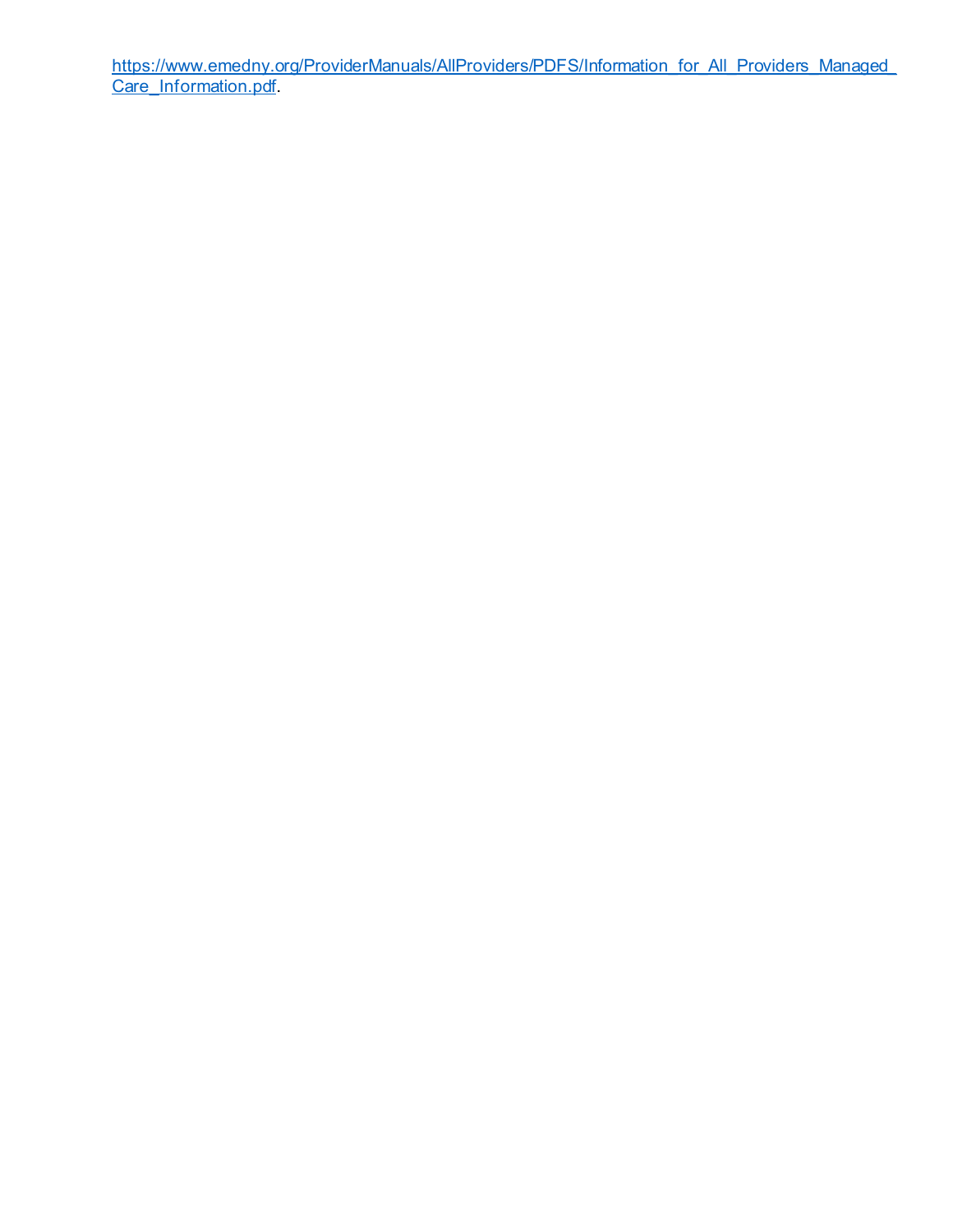https://www.emedny.org/ProviderManuals/AllProviders/PDFS/Information_for_All_Providers_Managed_Care_Information.pdf.